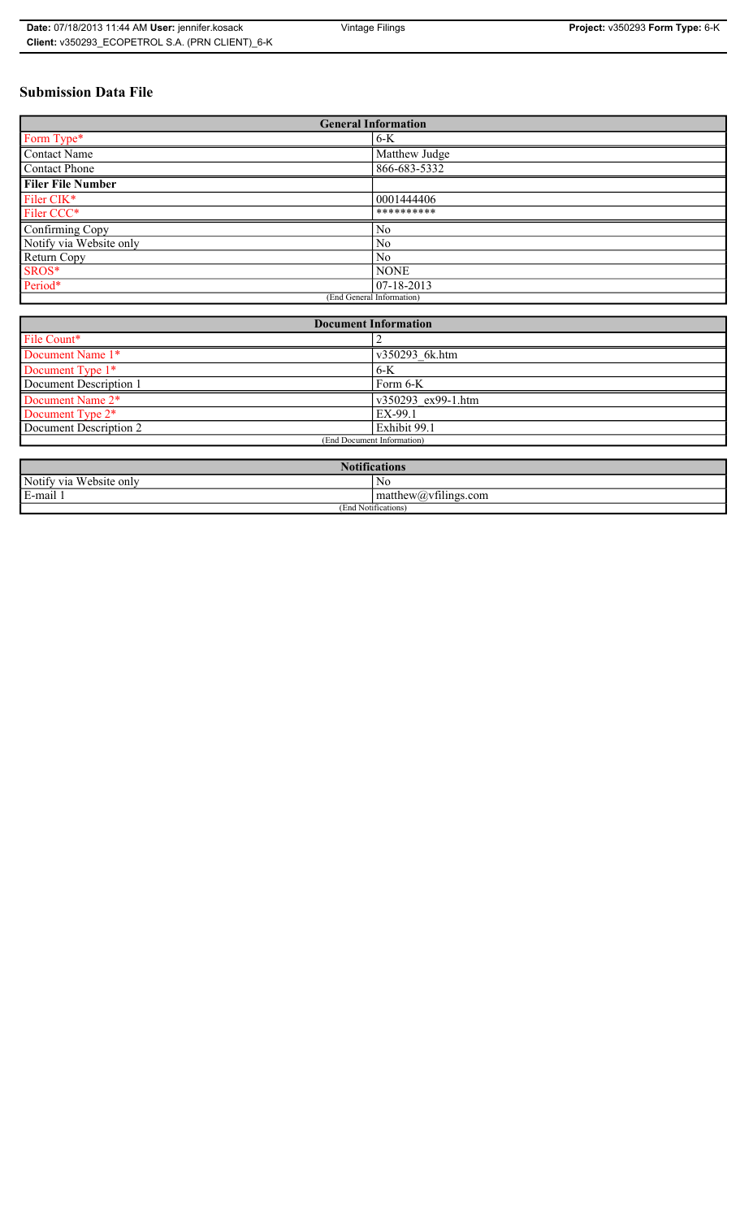# Submission Data File

| General Information | |
|---|---|
| Form Type* | 6-K |
| Contact Name | Matthew Judge |
| Contact Phone | 866-683-5332 |
| **Filer File Number** | |
| Filer CIK* | 0001444406 |
| Filer CCC* | ********** |
| Confirming Copy | No |
| Notify via Website only | No |
| Return Copy | No |
| SROS* | NONE |
| Period* | 07-18-2013 |
| (End General Information) | |

| Document Information | |
|---|---|
| File Count* | 2 |
| Document Name 1* | v350293_6k.htm |
| Document Type 1* | 6-K |
| Document Description 1 | Form 6-K |
| Document Name 2* | v350293_ex99-1.htm |
| Document Type 2* | EX-99.1 |
| Document Description 2 | Exhibit 99.1 |
| (End Document Information) | |

| Notifications | |
|---|---|
| Notify via Website only | No |
| E-mail 1 | matthew@vfilings.com |
| (End Notifications) | |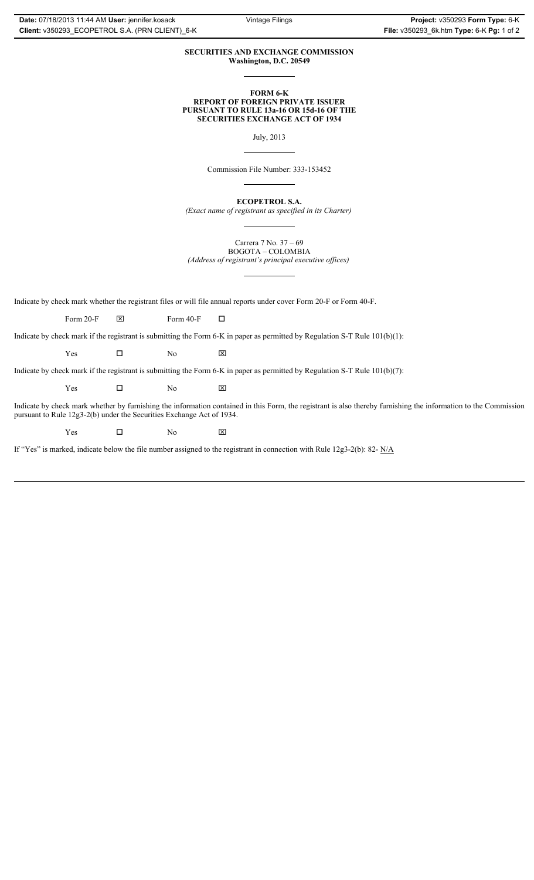**SECURITIES AND EXCHANGE COMMISSION**
**Washington, D.C. 20549**

**FORM 6-K**
**REPORT OF FOREIGN PRIVATE ISSUER**
**PURSUANT TO RULE 13a-16 OR 15d-16 OF THE**
**SECURITIES EXCHANGE ACT OF 1934**

July, 2013

Commission File Number: 333-153452

**ECOPETROL S.A.**
*(Exact name of registrant as specified in its Charter)*

Carrera 7 No. 37 – 69
BOGOTA – COLOMBIA
*(Address of registrant's principal executive offices)*

Indicate by check mark whether the registrant files or will file annual reports under cover Form 20-F or Form 40-F.

Form 20-F ☒ Form 40-F ☐

Indicate by check mark if the registrant is submitting the Form 6-K in paper as permitted by Regulation S-T Rule 101(b)(1):

Yes ☐ No ☒

Indicate by check mark if the registrant is submitting the Form 6-K in paper as permitted by Regulation S-T Rule 101(b)(7):

Yes ☐ No ☒

Indicate by check mark whether by furnishing the information contained in this Form, the registrant is also thereby furnishing the information to the Commission pursuant to Rule 12g3-2(b) under the Securities Exchange Act of 1934.

Yes ☐ No ☒

If "Yes" is marked, indicate below the file number assigned to the registrant in connection with Rule 12g3-2(b): 82- N/A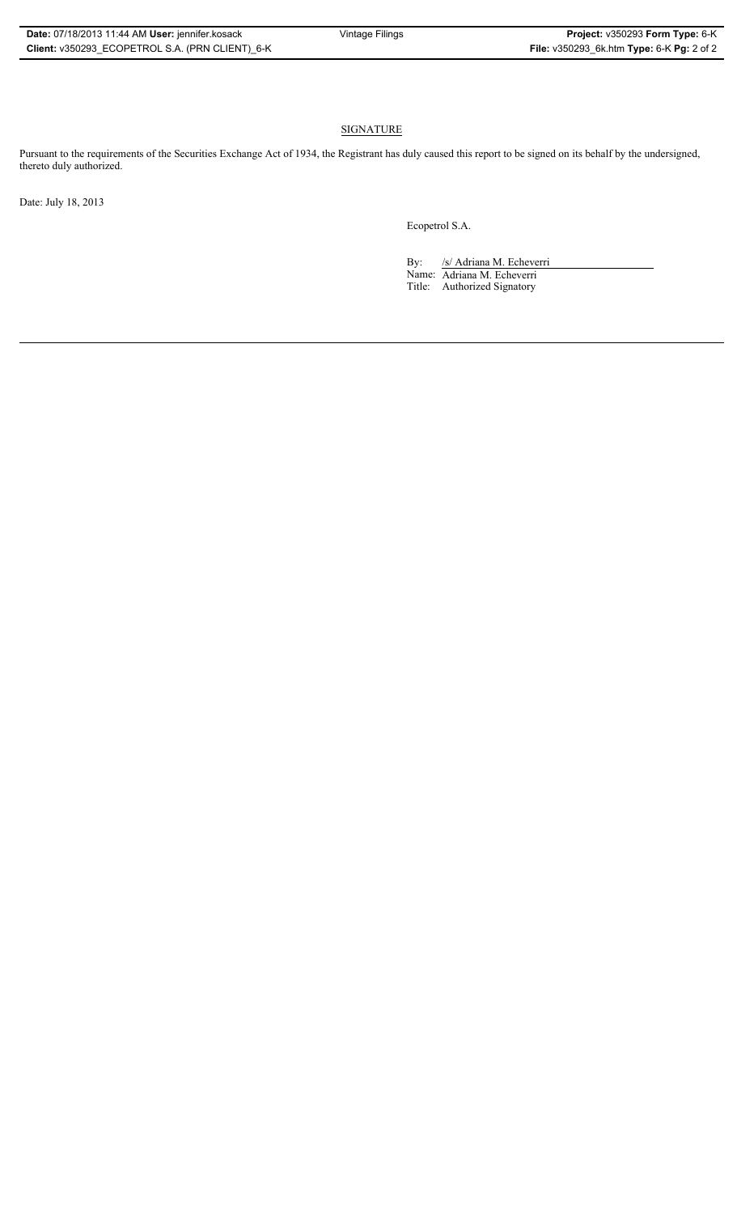## SIGNATURE

Pursuant to the requirements of the Securities Exchange Act of 1934, the Registrant has duly caused this report to be signed on its behalf by the undersigned, thereto duly authorized.

Date: July 18, 2013

Ecopetrol S.A.

By: /s/ Adriana M. Echeverri

Name: Adriana M. Echeverri

Title: Authorized Signatory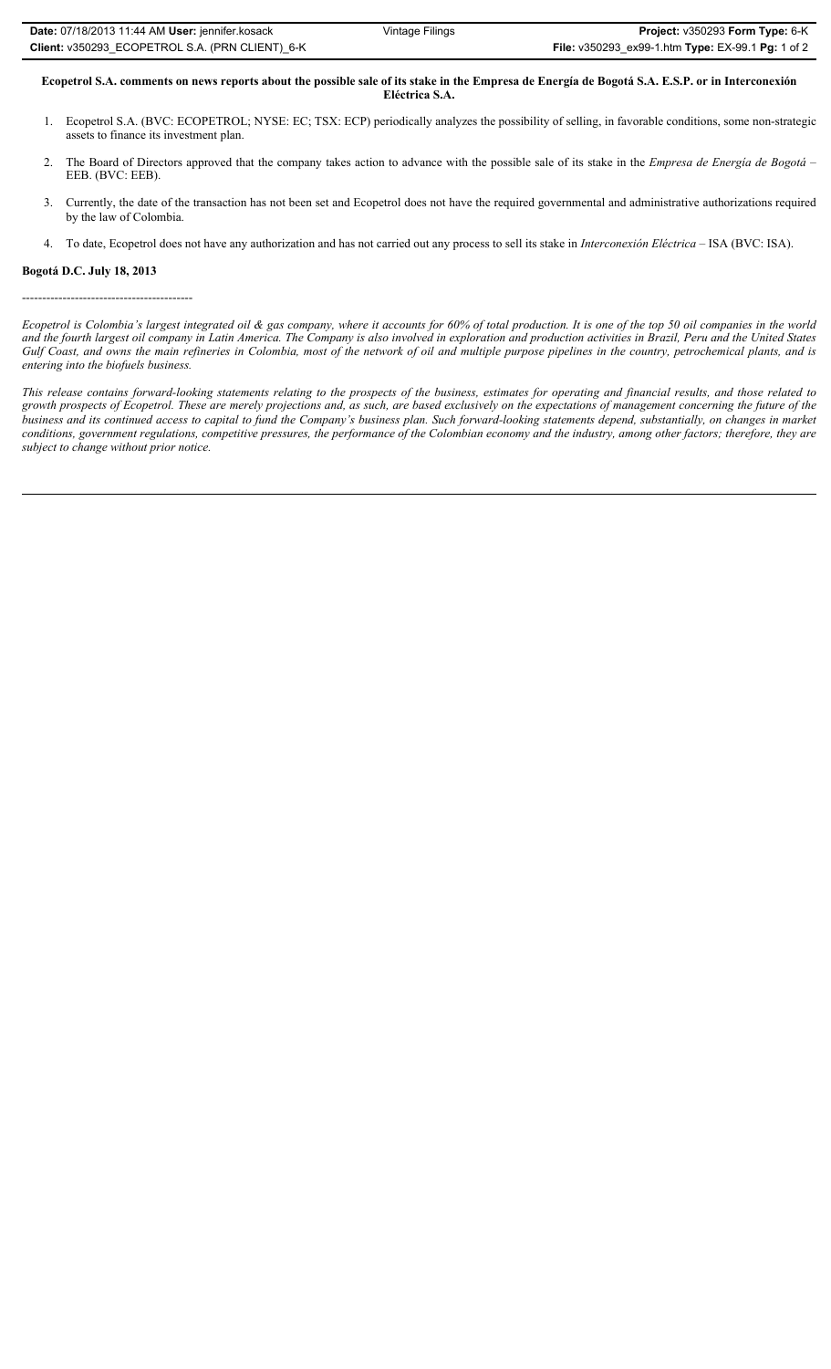**Ecopetrol S.A. comments on news reports about the possible sale of its stake in the Empresa de Energía de Bogotá S.A. E.S.P. or in Interconexión Eléctrica S.A.**

1. Ecopetrol S.A. (BVC: ECOPETROL; NYSE: EC; TSX: ECP) periodically analyzes the possibility of selling, in favorable conditions, some non-strategic assets to finance its investment plan.

2. The Board of Directors approved that the company takes action to advance with the possible sale of its stake in the *Empresa de Energía de Bogotá* – EEB. (BVC: EEB).

3. Currently, the date of the transaction has not been set and Ecopetrol does not have the required governmental and administrative authorizations required by the law of Colombia.

4. To date, Ecopetrol does not have any authorization and has not carried out any process to sell its stake in *Interconexión Eléctrica* – ISA (BVC: ISA).

**Bogotá D.C. July 18, 2013**

------------------------------------------

*Ecopetrol is Colombia's largest integrated oil & gas company, where it accounts for 60% of total production. It is one of the top 50 oil companies in the world and the fourth largest oil company in Latin America. The Company is also involved in exploration and production activities in Brazil, Peru and the United States Gulf Coast, and owns the main refineries in Colombia, most of the network of oil and multiple purpose pipelines in the country, petrochemical plants, and is entering into the biofuels business.*

*This release contains forward-looking statements relating to the prospects of the business, estimates for operating and financial results, and those related to growth prospects of Ecopetrol. These are merely projections and, as such, are based exclusively on the expectations of management concerning the future of the business and its continued access to capital to fund the Company's business plan. Such forward-looking statements depend, substantially, on changes in market conditions, government regulations, competitive pressures, the performance of the Colombian economy and the industry, among other factors; therefore, they are subject to change without prior notice.*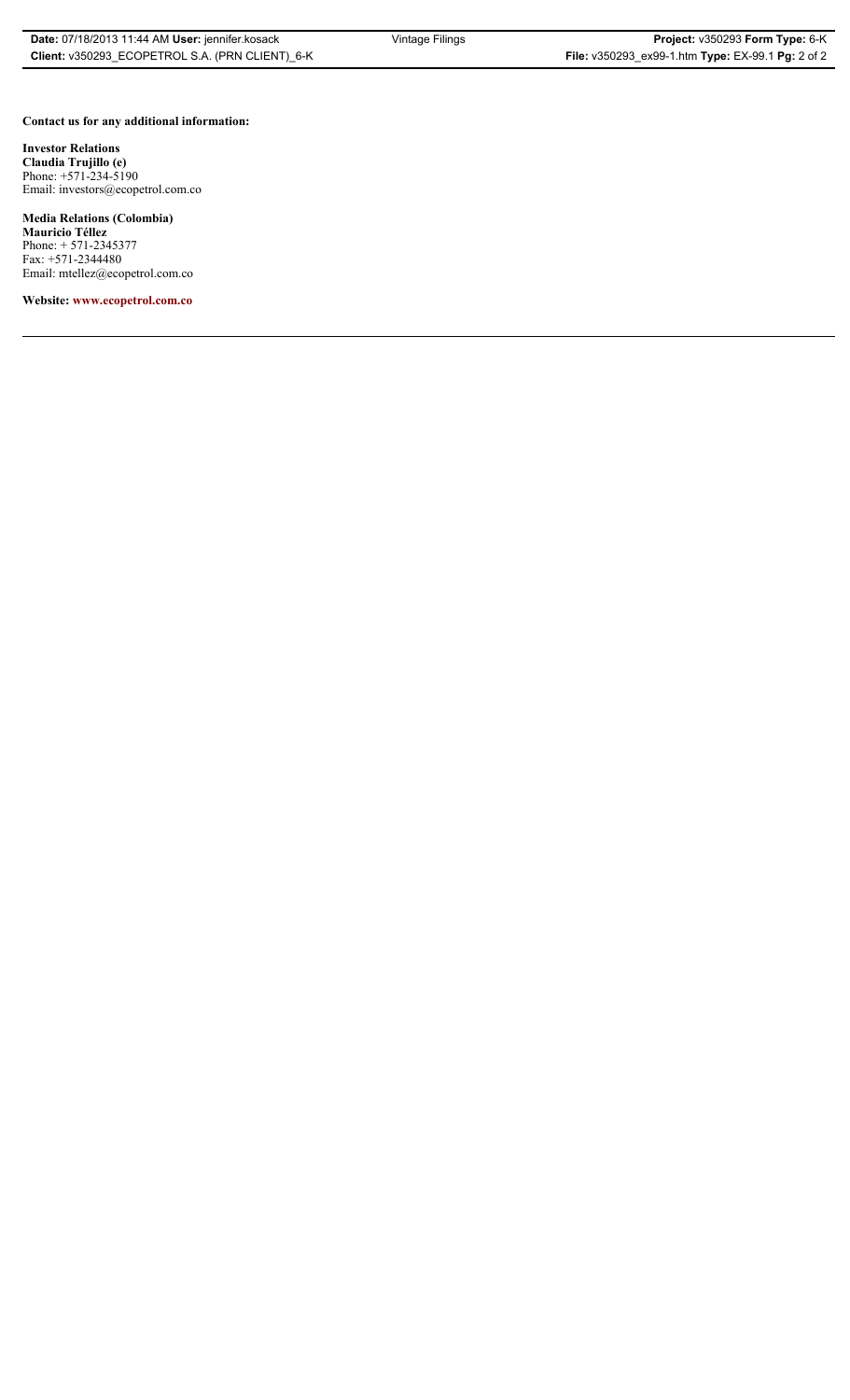**Contact us for any additional information:**

**Investor Relations**
**Claudia Trujillo (e)**
Phone: +571-234-5190
Email: investors@ecopetrol.com.co

**Media Relations (Colombia)**
**Mauricio Téllez**
Phone: + 571-2345377
Fax: +571-2344480
Email: mtellez@ecopetrol.com.co

**Website: www.ecopetrol.com.co**